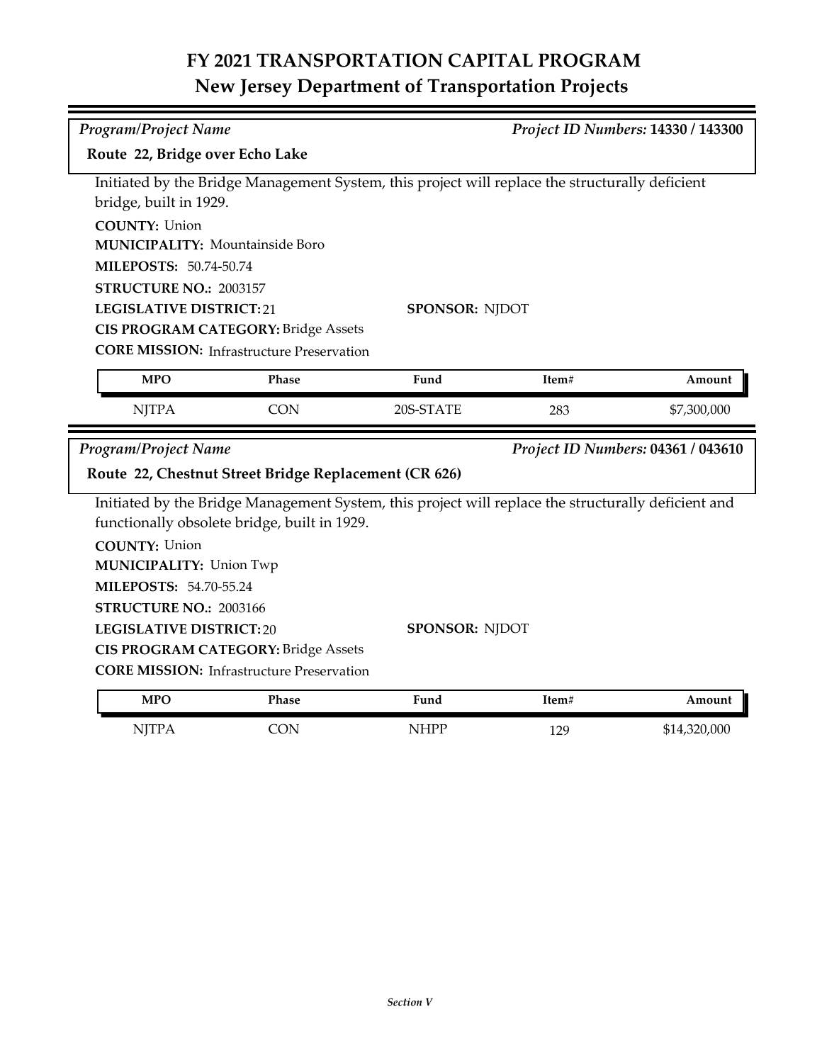# FY 2021 TRANSPORTATION CAPITAL PROGRAM
## New Jersey Department of Transportation Projects

*Program/Project Name* — *Project ID Numbers:* **14330 / 143300**

### Route 22, Bridge over Echo Lake

Initiated by the Bridge Management System, this project will replace the structurally deficient bridge, built in 1929.

**COUNTY:** Union
**MUNICIPALITY:** Mountainside Boro
**MILEPOSTS:** 50.74-50.74
**STRUCTURE NO.:** 2003157
**LEGISLATIVE DISTRICT:** 21
**SPONSOR:** NJDOT
**CIS PROGRAM CATEGORY:** Bridge Assets
**CORE MISSION:** Infrastructure Preservation

| MPO | Phase | Fund | Item# | Amount |
|---|---|---|---|---|
| NJTPA | CON | 20S-STATE | 283 | $7,300,000 |

*Program/Project Name* — *Project ID Numbers:* **04361 / 043610**

### Route 22, Chestnut Street Bridge Replacement (CR 626)

Initiated by the Bridge Management System, this project will replace the structurally deficient and functionally obsolete bridge, built in 1929.

**COUNTY:** Union
**MUNICIPALITY:** Union Twp
**MILEPOSTS:** 54.70-55.24
**STRUCTURE NO.:** 2003166
**LEGISLATIVE DISTRICT:** 20
**SPONSOR:** NJDOT
**CIS PROGRAM CATEGORY:** Bridge Assets
**CORE MISSION:** Infrastructure Preservation

| MPO | Phase | Fund | Item# | Amount |
|---|---|---|---|---|
| NJTPA | CON | NHPP | 129 | $14,320,000 |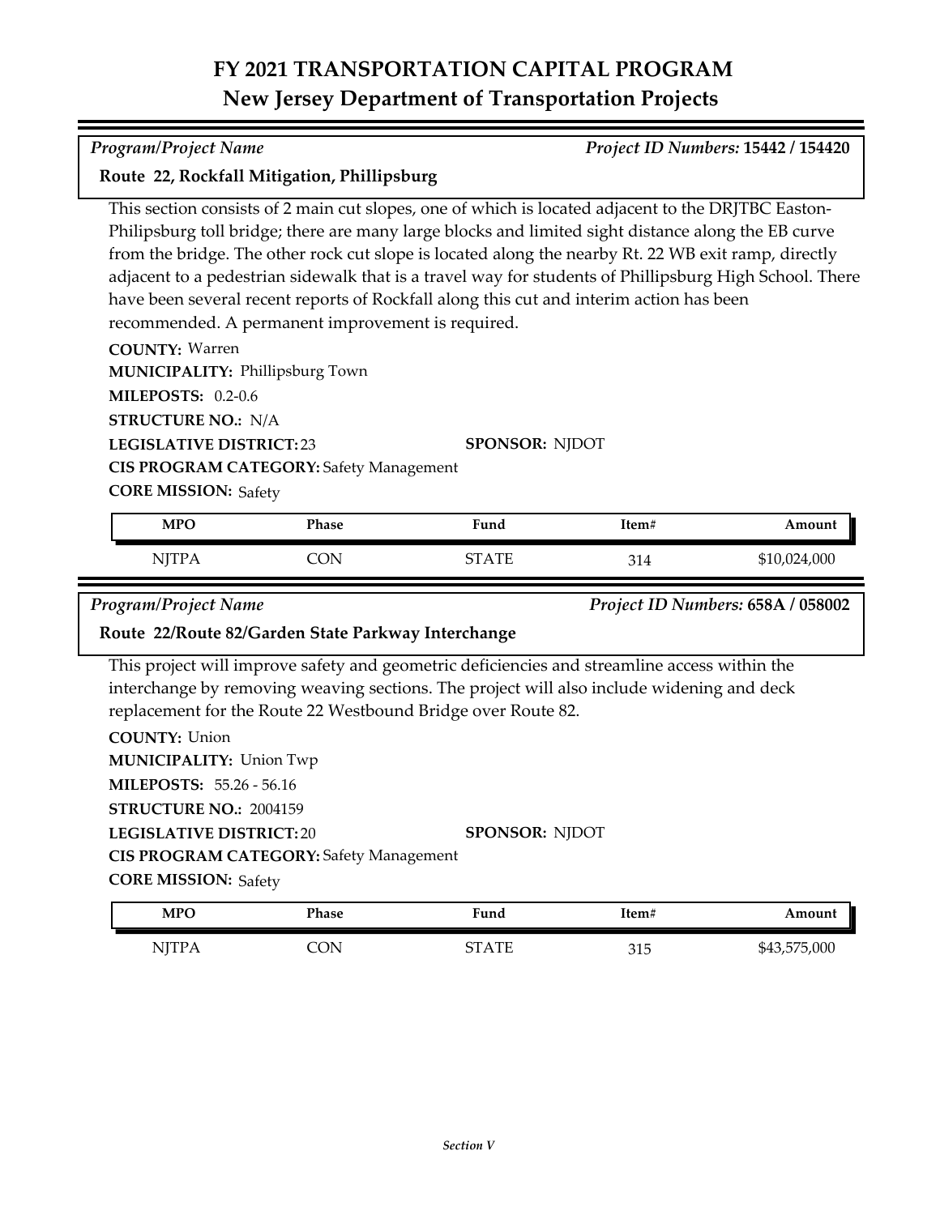# FY 2021 TRANSPORTATION CAPITAL PROGRAM
## New Jersey Department of Transportation Projects

*Program/Project Name* *Project ID Numbers:* **15442 / 154420**

**Route 22, Rockfall Mitigation, Phillipsburg**

This section consists of 2 main cut slopes, one of which is located adjacent to the DRJTBC Easton-Philipsburg toll bridge; there are many large blocks and limited sight distance along the EB curve from the bridge. The other rock cut slope is located along the nearby Rt. 22 WB exit ramp, directly adjacent to a pedestrian sidewalk that is a travel way for students of Phillipsburg High School. There have been several recent reports of Rockfall along this cut and interim action has been recommended. A permanent improvement is required.

**COUNTY:** Warren
**MUNICIPALITY:** Phillipsburg Town
**MILEPOSTS:** 0.2-0.6
**STRUCTURE NO.:** N/A
**LEGISLATIVE DISTRICT:** 23
**SPONSOR:** NJDOT
**CIS PROGRAM CATEGORY:** Safety Management
**CORE MISSION:** Safety

| MPO | Phase | Fund | Item# | Amount |
|---|---|---|---|---|
| NJTPA | CON | STATE | 314 | $10,024,000 |

*Program/Project Name* *Project ID Numbers:* **658A / 058002**

**Route 22/Route 82/Garden State Parkway Interchange**

This project will improve safety and geometric deficiencies and streamline access within the interchange by removing weaving sections. The project will also include widening and deck replacement for the Route 22 Westbound Bridge over Route 82.

**COUNTY:** Union
**MUNICIPALITY:** Union Twp
**MILEPOSTS:** 55.26 - 56.16
**STRUCTURE NO.:** 2004159
**LEGISLATIVE DISTRICT:** 20
**SPONSOR:** NJDOT
**CIS PROGRAM CATEGORY:** Safety Management
**CORE MISSION:** Safety

| MPO | Phase | Fund | Item# | Amount |
|---|---|---|---|---|
| NJTPA | CON | STATE | 315 | $43,575,000 |